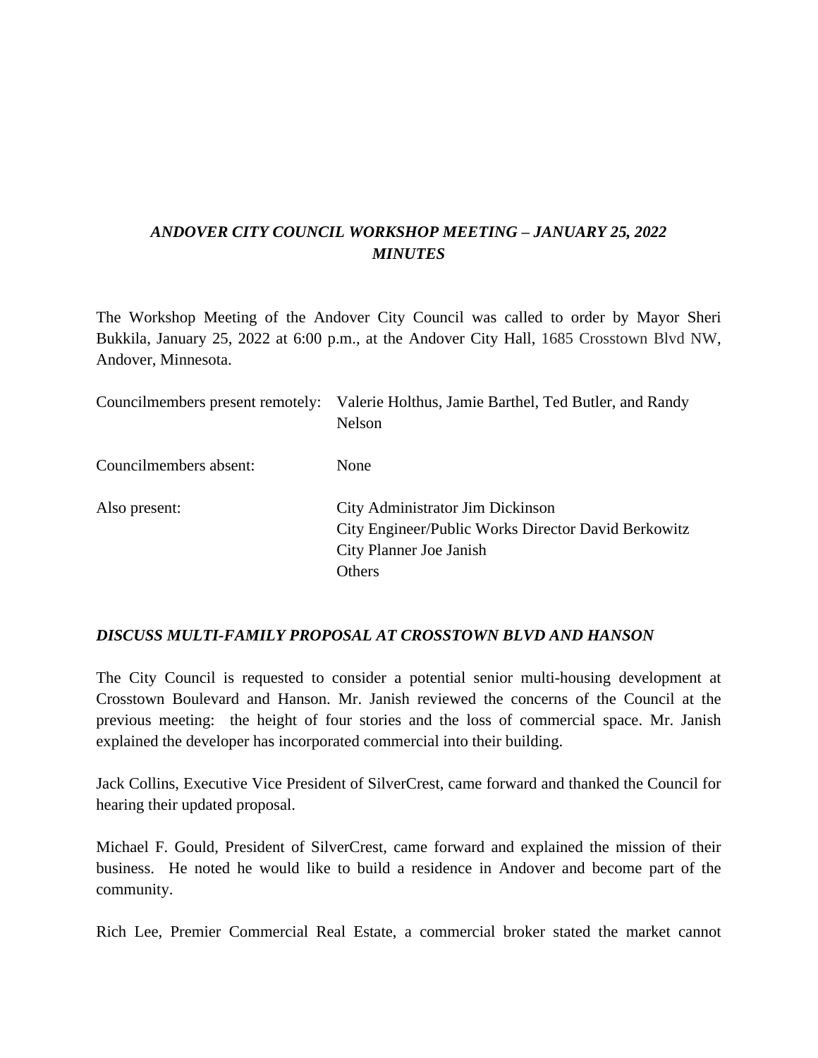## *ANDOVER CITY COUNCIL WORKSHOP MEETING – JANUARY 25, 2022 MINUTES*

The Workshop Meeting of the Andover City Council was called to order by Mayor Sheri Bukkila, January 25, 2022 at 6:00 p.m., at the Andover City Hall, 1685 Crosstown Blvd NW, Andover, Minnesota.

| | |
|---|---|
| Councilmembers present remotely: | Valerie Holthus, Jamie Barthel, Ted Butler, and Randy Nelson |
| Councilmembers absent: | None |
| Also present: | City Administrator Jim Dickinson<br>City Engineer/Public Works Director David Berkowitz<br>City Planner Joe Janish<br>Others |

### *DISCUSS MULTI-FAMILY PROPOSAL AT CROSSTOWN BLVD AND HANSON*

The City Council is requested to consider a potential senior multi-housing development at Crosstown Boulevard and Hanson. Mr. Janish reviewed the concerns of the Council at the previous meeting: the height of four stories and the loss of commercial space. Mr. Janish explained the developer has incorporated commercial into their building.

Jack Collins, Executive Vice President of SilverCrest, came forward and thanked the Council for hearing their updated proposal.

Michael F. Gould, President of SilverCrest, came forward and explained the mission of their business. He noted he would like to build a residence in Andover and become part of the community.

Rich Lee, Premier Commercial Real Estate, a commercial broker stated the market cannot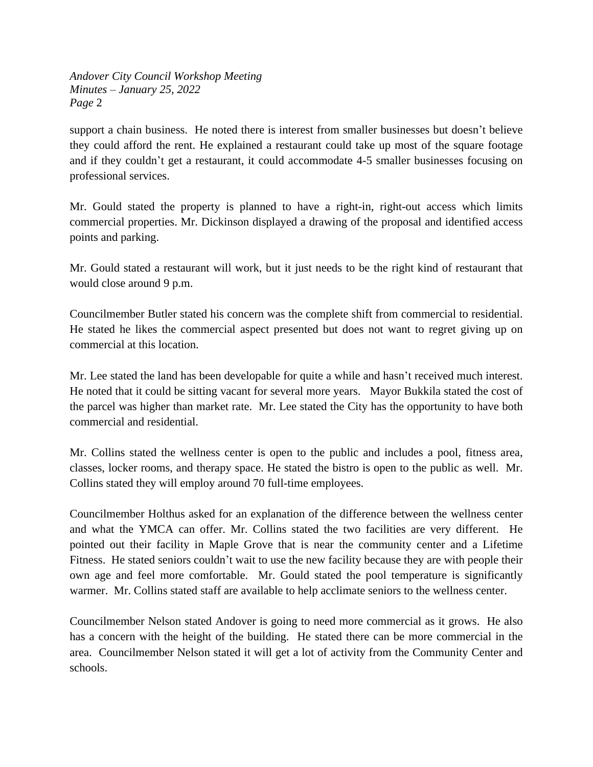support a chain business. He noted there is interest from smaller businesses but doesn't believe they could afford the rent. He explained a restaurant could take up most of the square footage and if they couldn't get a restaurant, it could accommodate 4-5 smaller businesses focusing on professional services.

Mr. Gould stated the property is planned to have a right-in, right-out access which limits commercial properties. Mr. Dickinson displayed a drawing of the proposal and identified access points and parking.

Mr. Gould stated a restaurant will work, but it just needs to be the right kind of restaurant that would close around 9 p.m.

Councilmember Butler stated his concern was the complete shift from commercial to residential. He stated he likes the commercial aspect presented but does not want to regret giving up on commercial at this location.

Mr. Lee stated the land has been developable for quite a while and hasn't received much interest. He noted that it could be sitting vacant for several more years. Mayor Bukkila stated the cost of the parcel was higher than market rate. Mr. Lee stated the City has the opportunity to have both commercial and residential.

Mr. Collins stated the wellness center is open to the public and includes a pool, fitness area, classes, locker rooms, and therapy space. He stated the bistro is open to the public as well. Mr. Collins stated they will employ around 70 full-time employees.

Councilmember Holthus asked for an explanation of the difference between the wellness center and what the YMCA can offer. Mr. Collins stated the two facilities are very different. He pointed out their facility in Maple Grove that is near the community center and a Lifetime Fitness. He stated seniors couldn't wait to use the new facility because they are with people their own age and feel more comfortable. Mr. Gould stated the pool temperature is significantly warmer. Mr. Collins stated staff are available to help acclimate seniors to the wellness center.

Councilmember Nelson stated Andover is going to need more commercial as it grows. He also has a concern with the height of the building. He stated there can be more commercial in the area. Councilmember Nelson stated it will get a lot of activity from the Community Center and schools.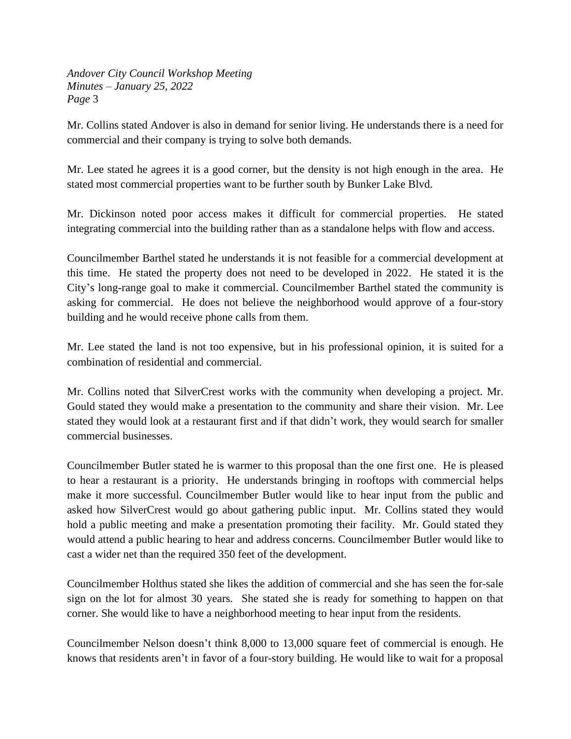Mr. Collins stated Andover is also in demand for senior living. He understands there is a need for commercial and their company is trying to solve both demands.

Mr. Lee stated he agrees it is a good corner, but the density is not high enough in the area. He stated most commercial properties want to be further south by Bunker Lake Blvd.

Mr. Dickinson noted poor access makes it difficult for commercial properties. He stated integrating commercial into the building rather than as a standalone helps with flow and access.

Councilmember Barthel stated he understands it is not feasible for a commercial development at this time. He stated the property does not need to be developed in 2022. He stated it is the City's long-range goal to make it commercial. Councilmember Barthel stated the community is asking for commercial. He does not believe the neighborhood would approve of a four-story building and he would receive phone calls from them.

Mr. Lee stated the land is not too expensive, but in his professional opinion, it is suited for a combination of residential and commercial.

Mr. Collins noted that SilverCrest works with the community when developing a project. Mr. Gould stated they would make a presentation to the community and share their vision. Mr. Lee stated they would look at a restaurant first and if that didn't work, they would search for smaller commercial businesses.

Councilmember Butler stated he is warmer to this proposal than the one first one. He is pleased to hear a restaurant is a priority. He understands bringing in rooftops with commercial helps make it more successful. Councilmember Butler would like to hear input from the public and asked how SilverCrest would go about gathering public input. Mr. Collins stated they would hold a public meeting and make a presentation promoting their facility. Mr. Gould stated they would attend a public hearing to hear and address concerns. Councilmember Butler would like to cast a wider net than the required 350 feet of the development.

Councilmember Holthus stated she likes the addition of commercial and she has seen the for-sale sign on the lot for almost 30 years. She stated she is ready for something to happen on that corner. She would like to have a neighborhood meeting to hear input from the residents.

Councilmember Nelson doesn't think 8,000 to 13,000 square feet of commercial is enough. He knows that residents aren't in favor of a four-story building. He would like to wait for a proposal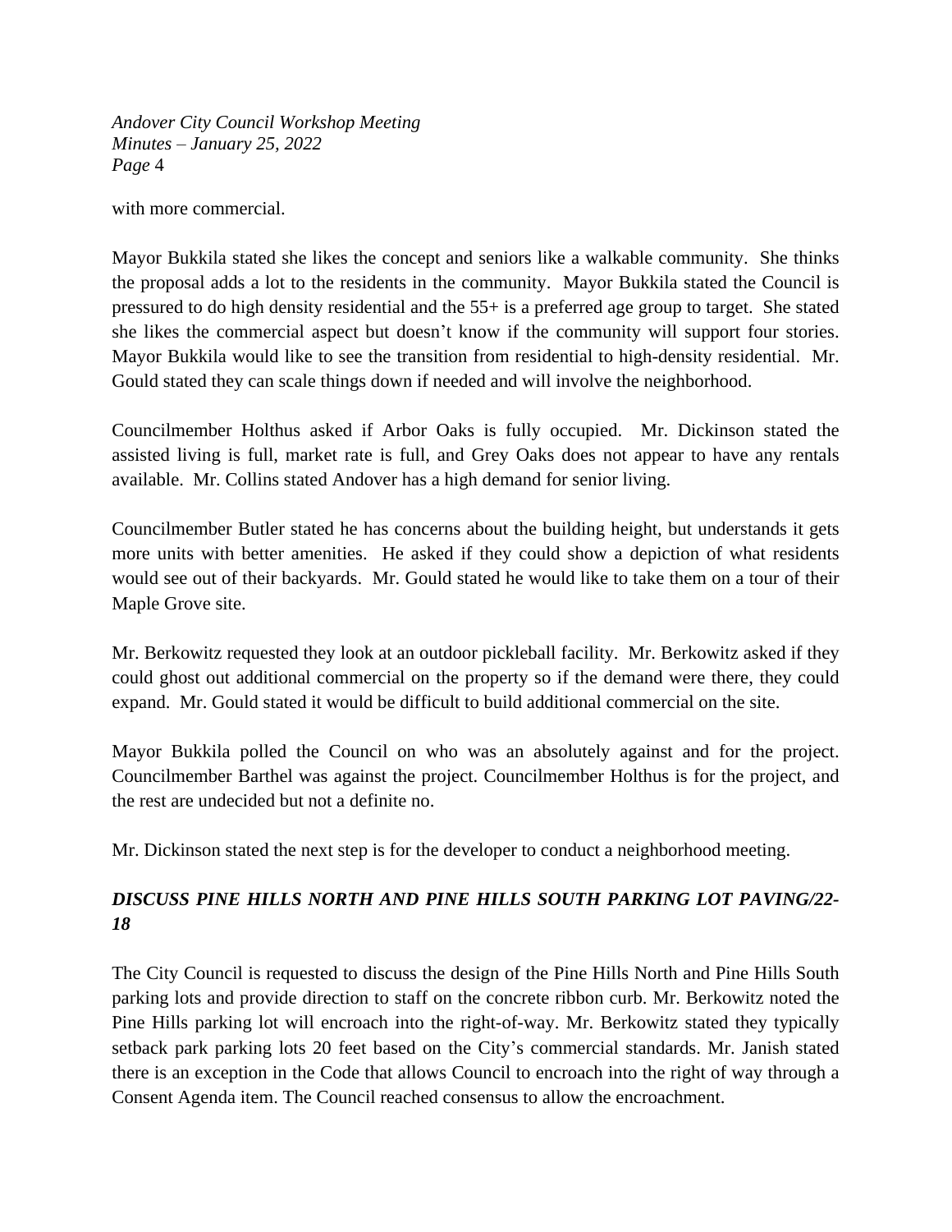with more commercial.

Mayor Bukkila stated she likes the concept and seniors like a walkable community. She thinks the proposal adds a lot to the residents in the community. Mayor Bukkila stated the Council is pressured to do high density residential and the 55+ is a preferred age group to target. She stated she likes the commercial aspect but doesn't know if the community will support four stories. Mayor Bukkila would like to see the transition from residential to high-density residential. Mr. Gould stated they can scale things down if needed and will involve the neighborhood.

Councilmember Holthus asked if Arbor Oaks is fully occupied. Mr. Dickinson stated the assisted living is full, market rate is full, and Grey Oaks does not appear to have any rentals available. Mr. Collins stated Andover has a high demand for senior living.

Councilmember Butler stated he has concerns about the building height, but understands it gets more units with better amenities. He asked if they could show a depiction of what residents would see out of their backyards. Mr. Gould stated he would like to take them on a tour of their Maple Grove site.

Mr. Berkowitz requested they look at an outdoor pickleball facility. Mr. Berkowitz asked if they could ghost out additional commercial on the property so if the demand were there, they could expand. Mr. Gould stated it would be difficult to build additional commercial on the site.

Mayor Bukkila polled the Council on who was an absolutely against and for the project. Councilmember Barthel was against the project. Councilmember Holthus is for the project, and the rest are undecided but not a definite no.

Mr. Dickinson stated the next step is for the developer to conduct a neighborhood meeting.

***DISCUSS PINE HILLS NORTH AND PINE HILLS SOUTH PARKING LOT PAVING/22-18***

The City Council is requested to discuss the design of the Pine Hills North and Pine Hills South parking lots and provide direction to staff on the concrete ribbon curb. Mr. Berkowitz noted the Pine Hills parking lot will encroach into the right-of-way. Mr. Berkowitz stated they typically setback park parking lots 20 feet based on the City's commercial standards. Mr. Janish stated there is an exception in the Code that allows Council to encroach into the right of way through a Consent Agenda item. The Council reached consensus to allow the encroachment.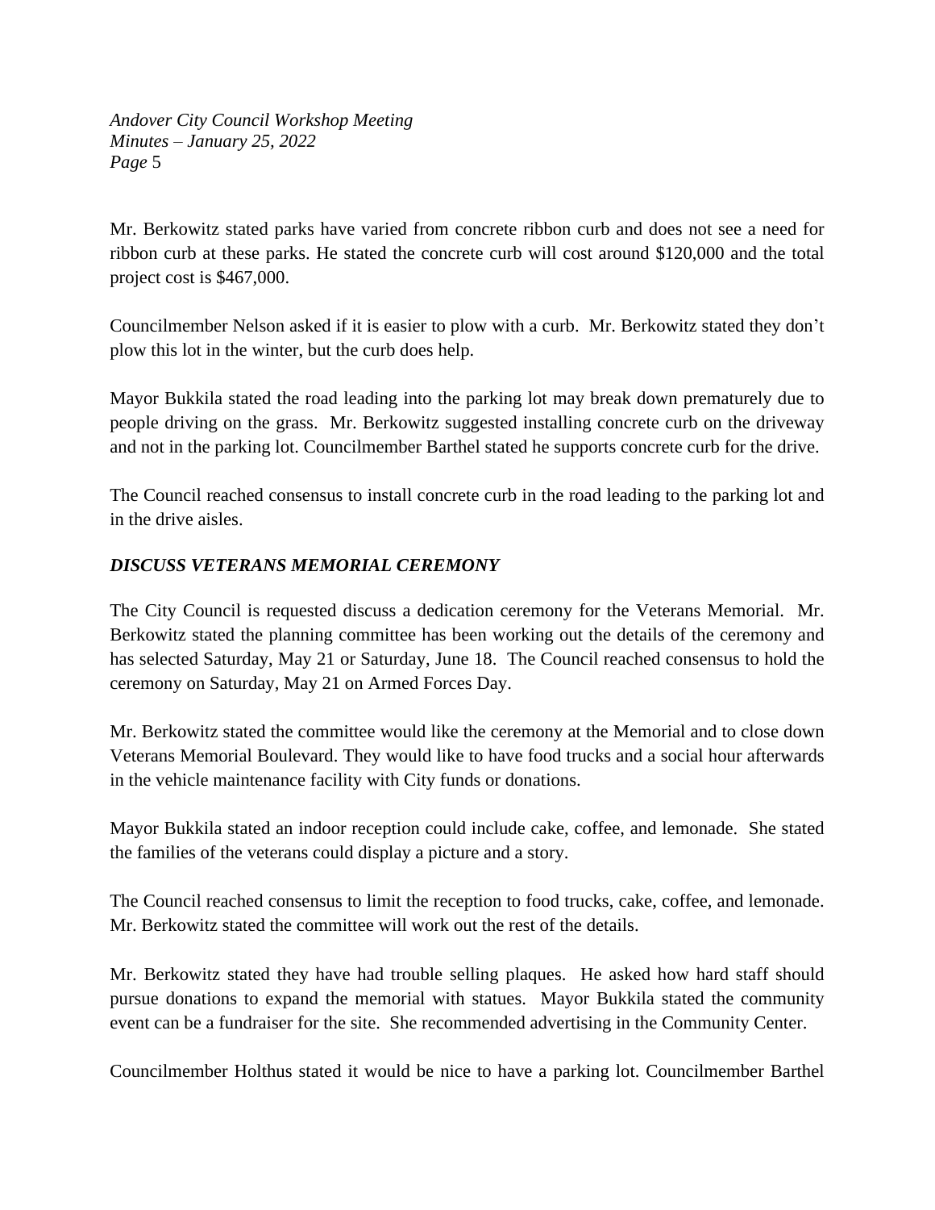Mr. Berkowitz stated parks have varied from concrete ribbon curb and does not see a need for ribbon curb at these parks. He stated the concrete curb will cost around $120,000 and the total project cost is $467,000.

Councilmember Nelson asked if it is easier to plow with a curb. Mr. Berkowitz stated they don't plow this lot in the winter, but the curb does help.

Mayor Bukkila stated the road leading into the parking lot may break down prematurely due to people driving on the grass. Mr. Berkowitz suggested installing concrete curb on the driveway and not in the parking lot. Councilmember Barthel stated he supports concrete curb for the drive.

The Council reached consensus to install concrete curb in the road leading to the parking lot and in the drive aisles.

***DISCUSS VETERANS MEMORIAL CEREMONY***

The City Council is requested discuss a dedication ceremony for the Veterans Memorial. Mr. Berkowitz stated the planning committee has been working out the details of the ceremony and has selected Saturday, May 21 or Saturday, June 18. The Council reached consensus to hold the ceremony on Saturday, May 21 on Armed Forces Day.

Mr. Berkowitz stated the committee would like the ceremony at the Memorial and to close down Veterans Memorial Boulevard. They would like to have food trucks and a social hour afterwards in the vehicle maintenance facility with City funds or donations.

Mayor Bukkila stated an indoor reception could include cake, coffee, and lemonade. She stated the families of the veterans could display a picture and a story.

The Council reached consensus to limit the reception to food trucks, cake, coffee, and lemonade. Mr. Berkowitz stated the committee will work out the rest of the details.

Mr. Berkowitz stated they have had trouble selling plaques. He asked how hard staff should pursue donations to expand the memorial with statues. Mayor Bukkila stated the community event can be a fundraiser for the site. She recommended advertising in the Community Center.

Councilmember Holthus stated it would be nice to have a parking lot. Councilmember Barthel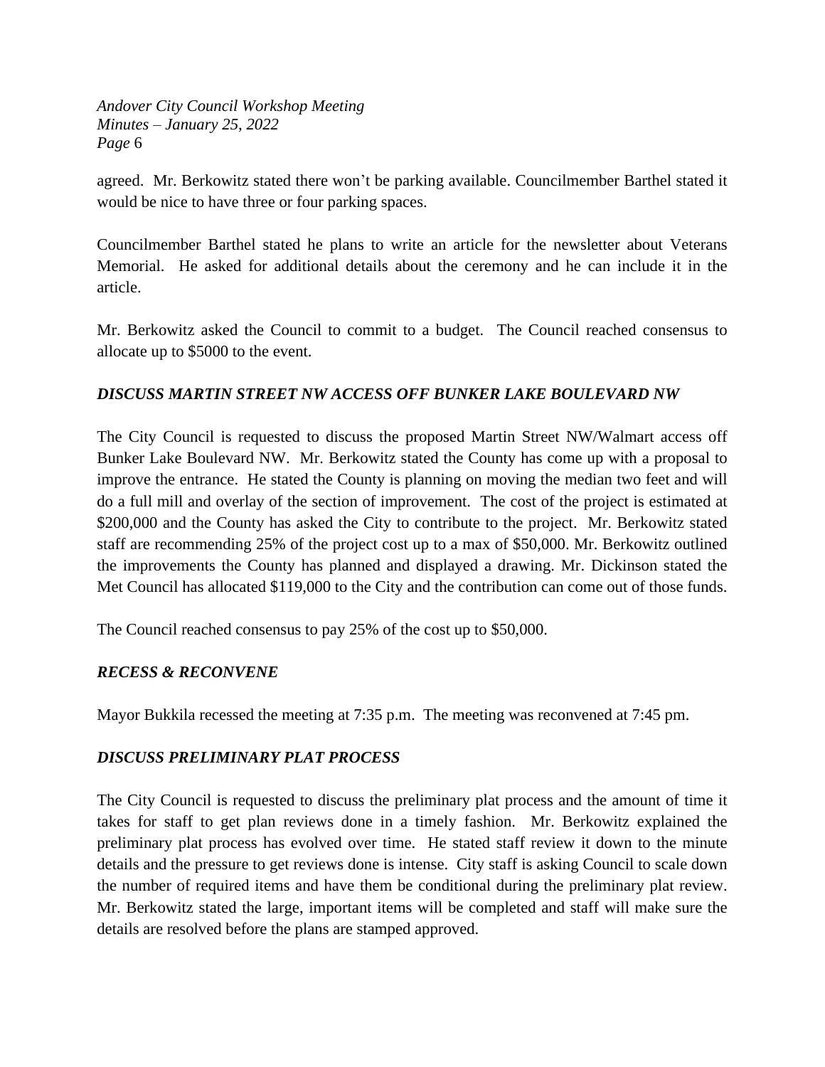agreed. Mr. Berkowitz stated there won't be parking available. Councilmember Barthel stated it would be nice to have three or four parking spaces.

Councilmember Barthel stated he plans to write an article for the newsletter about Veterans Memorial. He asked for additional details about the ceremony and he can include it in the article.

Mr. Berkowitz asked the Council to commit to a budget. The Council reached consensus to allocate up to $5000 to the event.

### *DISCUSS MARTIN STREET NW ACCESS OFF BUNKER LAKE BOULEVARD NW*

The City Council is requested to discuss the proposed Martin Street NW/Walmart access off Bunker Lake Boulevard NW. Mr. Berkowitz stated the County has come up with a proposal to improve the entrance. He stated the County is planning on moving the median two feet and will do a full mill and overlay of the section of improvement. The cost of the project is estimated at $200,000 and the County has asked the City to contribute to the project. Mr. Berkowitz stated staff are recommending 25% of the project cost up to a max of $50,000. Mr. Berkowitz outlined the improvements the County has planned and displayed a drawing. Mr. Dickinson stated the Met Council has allocated $119,000 to the City and the contribution can come out of those funds.

The Council reached consensus to pay 25% of the cost up to $50,000.

### *RECESS & RECONVENE*

Mayor Bukkila recessed the meeting at 7:35 p.m. The meeting was reconvened at 7:45 pm.

### *DISCUSS PRELIMINARY PLAT PROCESS*

The City Council is requested to discuss the preliminary plat process and the amount of time it takes for staff to get plan reviews done in a timely fashion. Mr. Berkowitz explained the preliminary plat process has evolved over time. He stated staff review it down to the minute details and the pressure to get reviews done is intense. City staff is asking Council to scale down the number of required items and have them be conditional during the preliminary plat review. Mr. Berkowitz stated the large, important items will be completed and staff will make sure the details are resolved before the plans are stamped approved.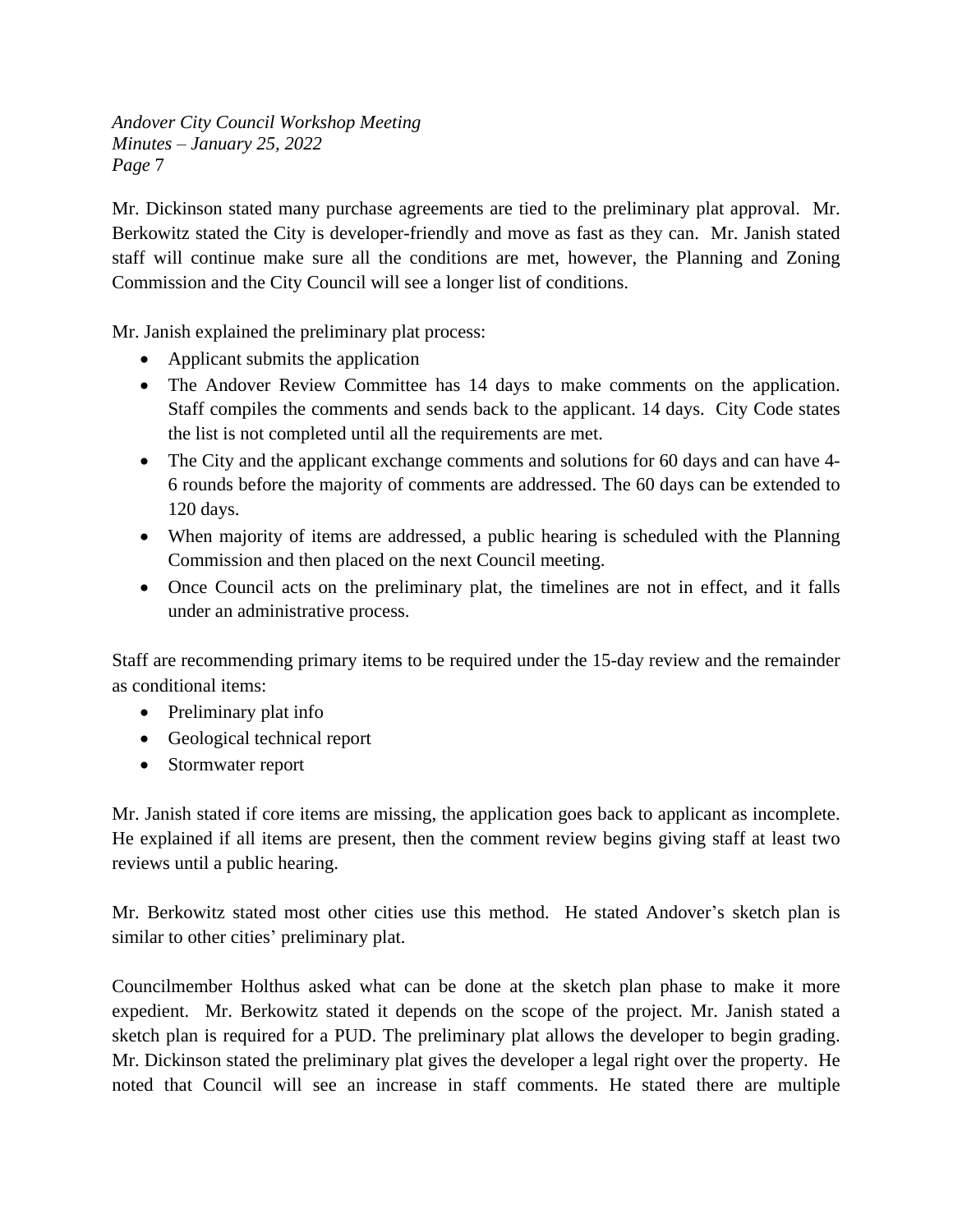Mr. Dickinson stated many purchase agreements are tied to the preliminary plat approval. Mr. Berkowitz stated the City is developer-friendly and move as fast as they can. Mr. Janish stated staff will continue make sure all the conditions are met, however, the Planning and Zoning Commission and the City Council will see a longer list of conditions.

Mr. Janish explained the preliminary plat process:

- Applicant submits the application
- The Andover Review Committee has 14 days to make comments on the application. Staff compiles the comments and sends back to the applicant. 14 days. City Code states the list is not completed until all the requirements are met.
- The City and the applicant exchange comments and solutions for 60 days and can have 4-6 rounds before the majority of comments are addressed. The 60 days can be extended to 120 days.
- When majority of items are addressed, a public hearing is scheduled with the Planning Commission and then placed on the next Council meeting.
- Once Council acts on the preliminary plat, the timelines are not in effect, and it falls under an administrative process.

Staff are recommending primary items to be required under the 15-day review and the remainder as conditional items:

- Preliminary plat info
- Geological technical report
- Stormwater report

Mr. Janish stated if core items are missing, the application goes back to applicant as incomplete. He explained if all items are present, then the comment review begins giving staff at least two reviews until a public hearing.

Mr. Berkowitz stated most other cities use this method. He stated Andover's sketch plan is similar to other cities' preliminary plat.

Councilmember Holthus asked what can be done at the sketch plan phase to make it more expedient. Mr. Berkowitz stated it depends on the scope of the project. Mr. Janish stated a sketch plan is required for a PUD. The preliminary plat allows the developer to begin grading. Mr. Dickinson stated the preliminary plat gives the developer a legal right over the property. He noted that Council will see an increase in staff comments. He stated there are multiple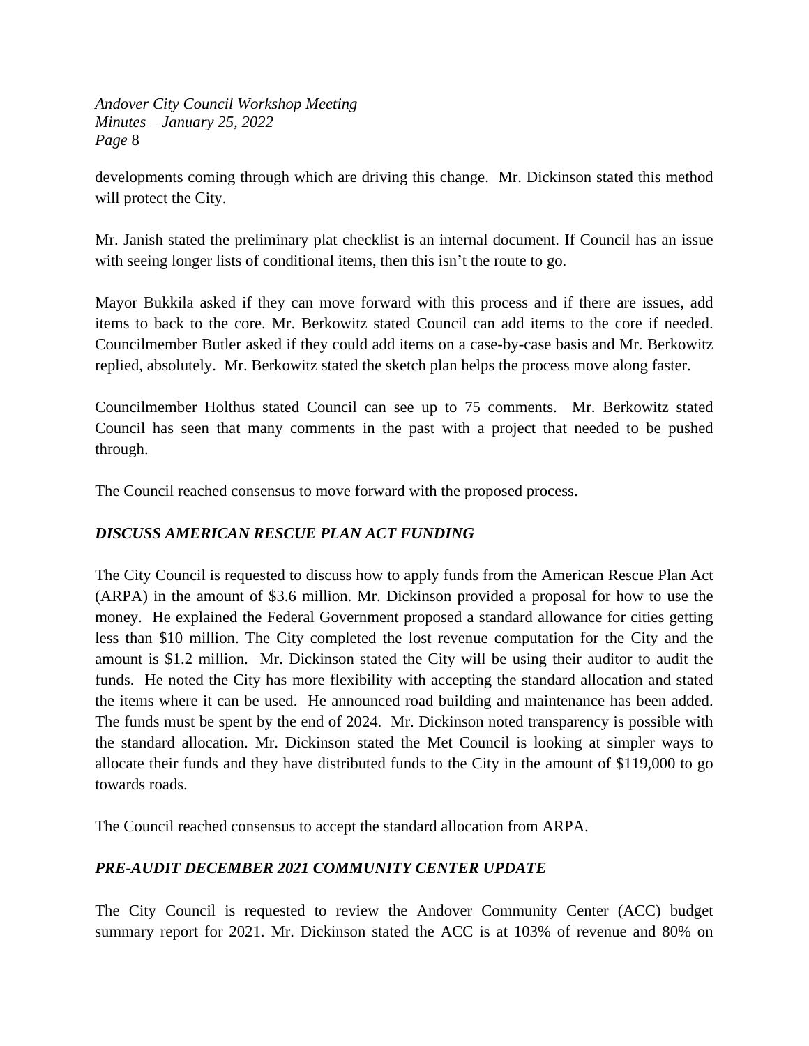developments coming through which are driving this change. Mr. Dickinson stated this method will protect the City.

Mr. Janish stated the preliminary plat checklist is an internal document. If Council has an issue with seeing longer lists of conditional items, then this isn't the route to go.

Mayor Bukkila asked if they can move forward with this process and if there are issues, add items to back to the core. Mr. Berkowitz stated Council can add items to the core if needed. Councilmember Butler asked if they could add items on a case-by-case basis and Mr. Berkowitz replied, absolutely. Mr. Berkowitz stated the sketch plan helps the process move along faster.

Councilmember Holthus stated Council can see up to 75 comments. Mr. Berkowitz stated Council has seen that many comments in the past with a project that needed to be pushed through.

The Council reached consensus to move forward with the proposed process.

### *DISCUSS AMERICAN RESCUE PLAN ACT FUNDING*

The City Council is requested to discuss how to apply funds from the American Rescue Plan Act (ARPA) in the amount of $3.6 million. Mr. Dickinson provided a proposal for how to use the money. He explained the Federal Government proposed a standard allowance for cities getting less than $10 million. The City completed the lost revenue computation for the City and the amount is $1.2 million. Mr. Dickinson stated the City will be using their auditor to audit the funds. He noted the City has more flexibility with accepting the standard allocation and stated the items where it can be used. He announced road building and maintenance has been added. The funds must be spent by the end of 2024. Mr. Dickinson noted transparency is possible with the standard allocation. Mr. Dickinson stated the Met Council is looking at simpler ways to allocate their funds and they have distributed funds to the City in the amount of $119,000 to go towards roads.

The Council reached consensus to accept the standard allocation from ARPA.

### *PRE-AUDIT DECEMBER 2021 COMMUNITY CENTER UPDATE*

The City Council is requested to review the Andover Community Center (ACC) budget summary report for 2021. Mr. Dickinson stated the ACC is at 103% of revenue and 80% on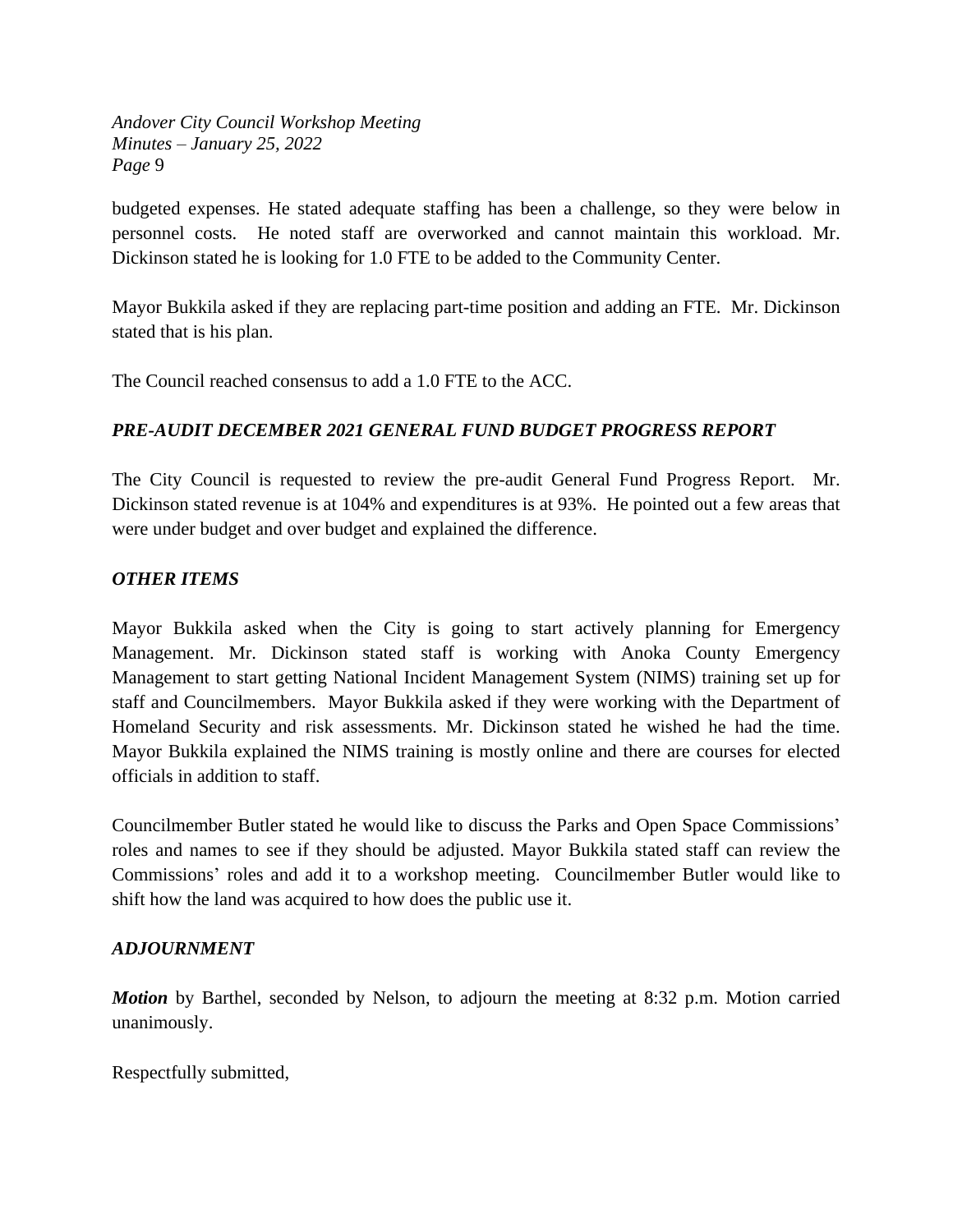budgeted expenses. He stated adequate staffing has been a challenge, so they were below in personnel costs. He noted staff are overworked and cannot maintain this workload. Mr. Dickinson stated he is looking for 1.0 FTE to be added to the Community Center.

Mayor Bukkila asked if they are replacing part-time position and adding an FTE. Mr. Dickinson stated that is his plan.

The Council reached consensus to add a 1.0 FTE to the ACC.

### *PRE-AUDIT DECEMBER 2021 GENERAL FUND BUDGET PROGRESS REPORT*

The City Council is requested to review the pre-audit General Fund Progress Report. Mr. Dickinson stated revenue is at 104% and expenditures is at 93%. He pointed out a few areas that were under budget and over budget and explained the difference.

### *OTHER ITEMS*

Mayor Bukkila asked when the City is going to start actively planning for Emergency Management. Mr. Dickinson stated staff is working with Anoka County Emergency Management to start getting National Incident Management System (NIMS) training set up for staff and Councilmembers. Mayor Bukkila asked if they were working with the Department of Homeland Security and risk assessments. Mr. Dickinson stated he wished he had the time. Mayor Bukkila explained the NIMS training is mostly online and there are courses for elected officials in addition to staff.

Councilmember Butler stated he would like to discuss the Parks and Open Space Commissions' roles and names to see if they should be adjusted. Mayor Bukkila stated staff can review the Commissions' roles and add it to a workshop meeting. Councilmember Butler would like to shift how the land was acquired to how does the public use it.

### *ADJOURNMENT*

***Motion*** by Barthel, seconded by Nelson, to adjourn the meeting at 8:32 p.m. Motion carried unanimously.

Respectfully submitted,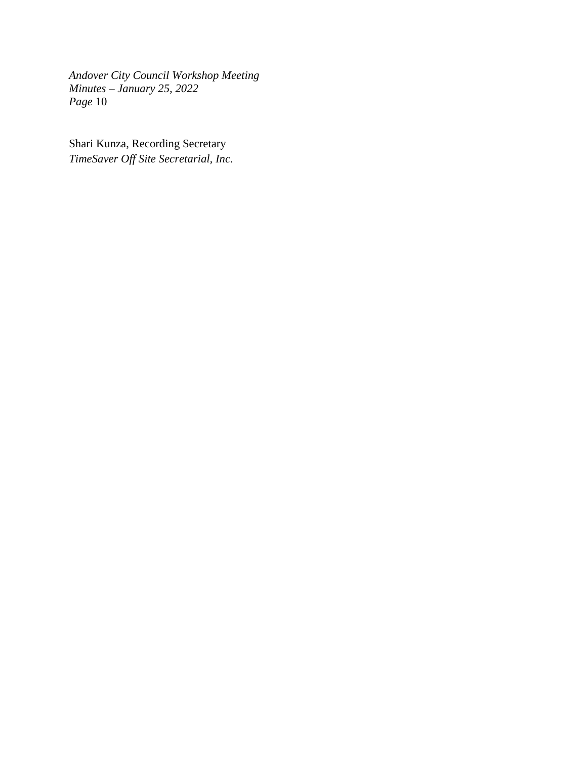Shari Kunza, Recording Secretary
*TimeSaver Off Site Secretarial, Inc.*